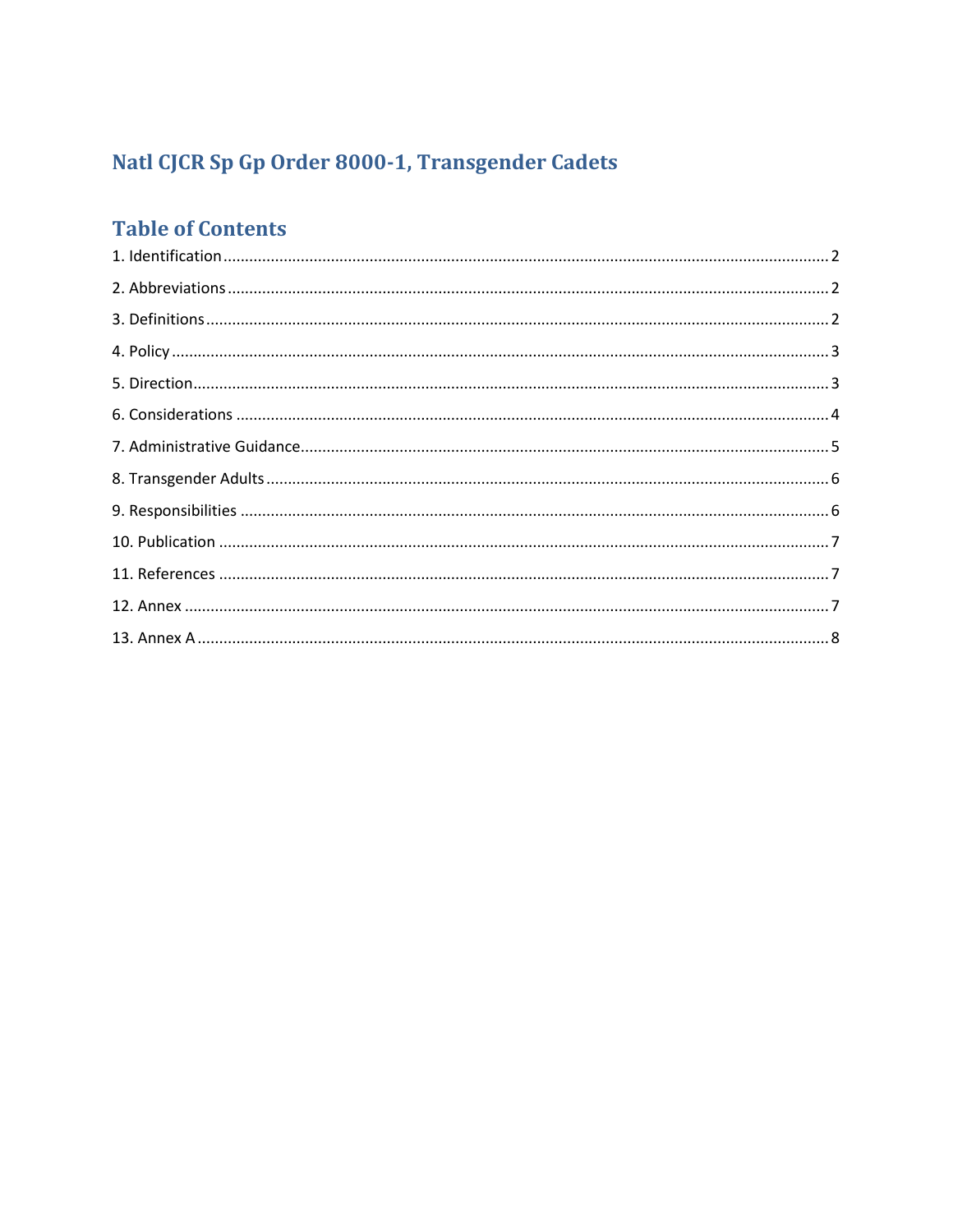# Natl CJCR Sp Gp Order 8000-1, Transgender Cadets

## Table of Contents

1. Identification ........ 2
2. Abbreviations ........ 2
3. Definitions ........ 2
4. Policy ........ 3
5. Direction ........ 3
6. Considerations ........ 4
7. Administrative Guidance ........ 5
8. Transgender Adults ........ 6
9. Responsibilities ........ 6
10. Publication ........ 7
11. References ........ 7
12. Annex ........ 7
13. Annex A ........ 8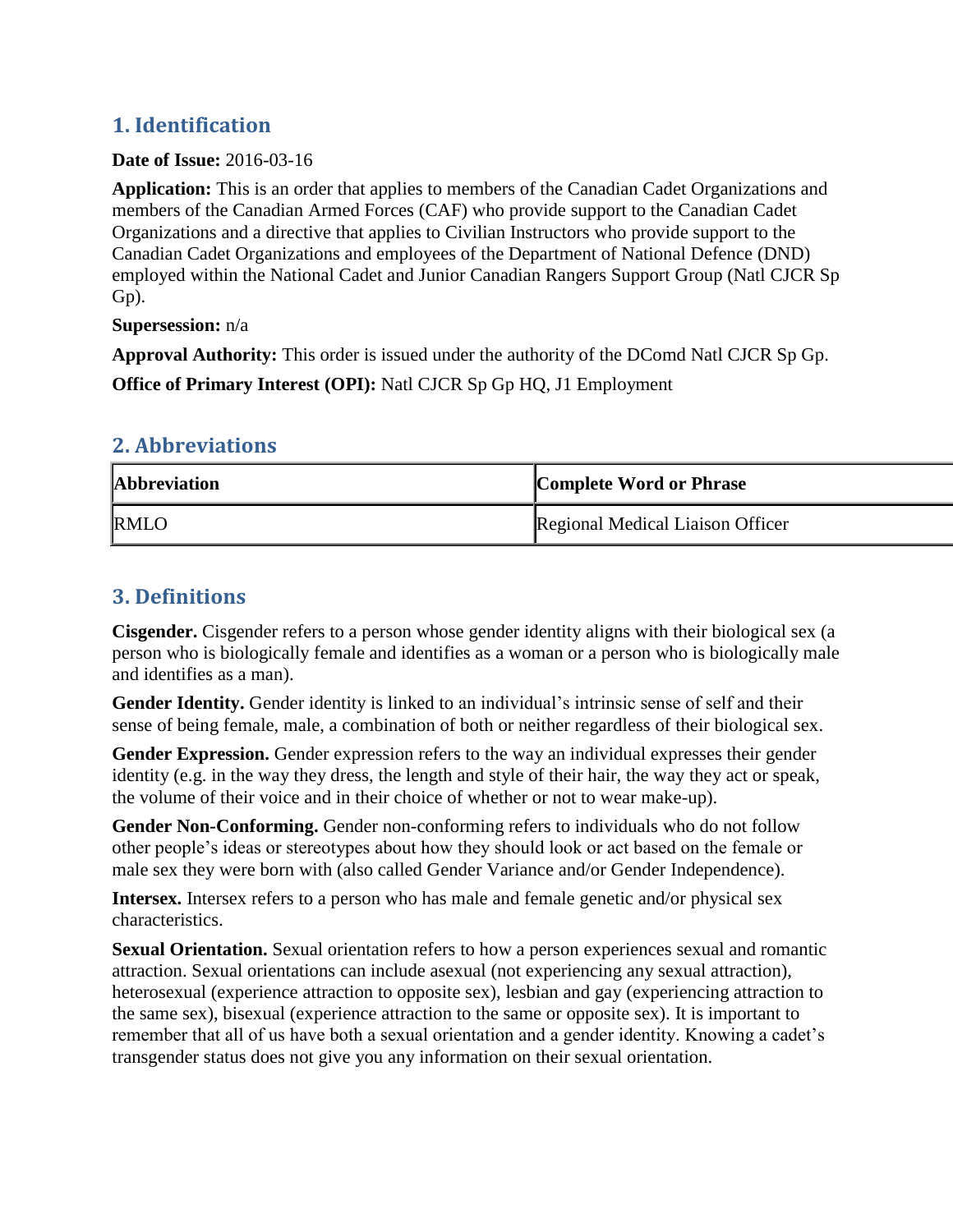## 1. Identification

**Date of Issue:** 2016-03-16

**Application:** This is an order that applies to members of the Canadian Cadet Organizations and members of the Canadian Armed Forces (CAF) who provide support to the Canadian Cadet Organizations and a directive that applies to Civilian Instructors who provide support to the Canadian Cadet Organizations and employees of the Department of National Defence (DND) employed within the National Cadet and Junior Canadian Rangers Support Group (Natl CJCR Sp Gp).

**Supersession:** n/a

**Approval Authority:** This order is issued under the authority of the DComd Natl CJCR Sp Gp.

**Office of Primary Interest (OPI):** Natl CJCR Sp Gp HQ, J1 Employment

## 2. Abbreviations

| Abbreviation | Complete Word or Phrase |
|---|---|
| RMLO | Regional Medical Liaison Officer |

## 3. Definitions

**Cisgender.** Cisgender refers to a person whose gender identity aligns with their biological sex (a person who is biologically female and identifies as a woman or a person who is biologically male and identifies as a man).

**Gender Identity.** Gender identity is linked to an individual's intrinsic sense of self and their sense of being female, male, a combination of both or neither regardless of their biological sex.

**Gender Expression.** Gender expression refers to the way an individual expresses their gender identity (e.g. in the way they dress, the length and style of their hair, the way they act or speak, the volume of their voice and in their choice of whether or not to wear make-up).

**Gender Non-Conforming.** Gender non-conforming refers to individuals who do not follow other people's ideas or stereotypes about how they should look or act based on the female or male sex they were born with (also called Gender Variance and/or Gender Independence).

**Intersex.** Intersex refers to a person who has male and female genetic and/or physical sex characteristics.

**Sexual Orientation.** Sexual orientation refers to how a person experiences sexual and romantic attraction. Sexual orientations can include asexual (not experiencing any sexual attraction), heterosexual (experience attraction to opposite sex), lesbian and gay (experiencing attraction to the same sex), bisexual (experience attraction to the same or opposite sex). It is important to remember that all of us have both a sexual orientation and a gender identity. Knowing a cadet's transgender status does not give you any information on their sexual orientation.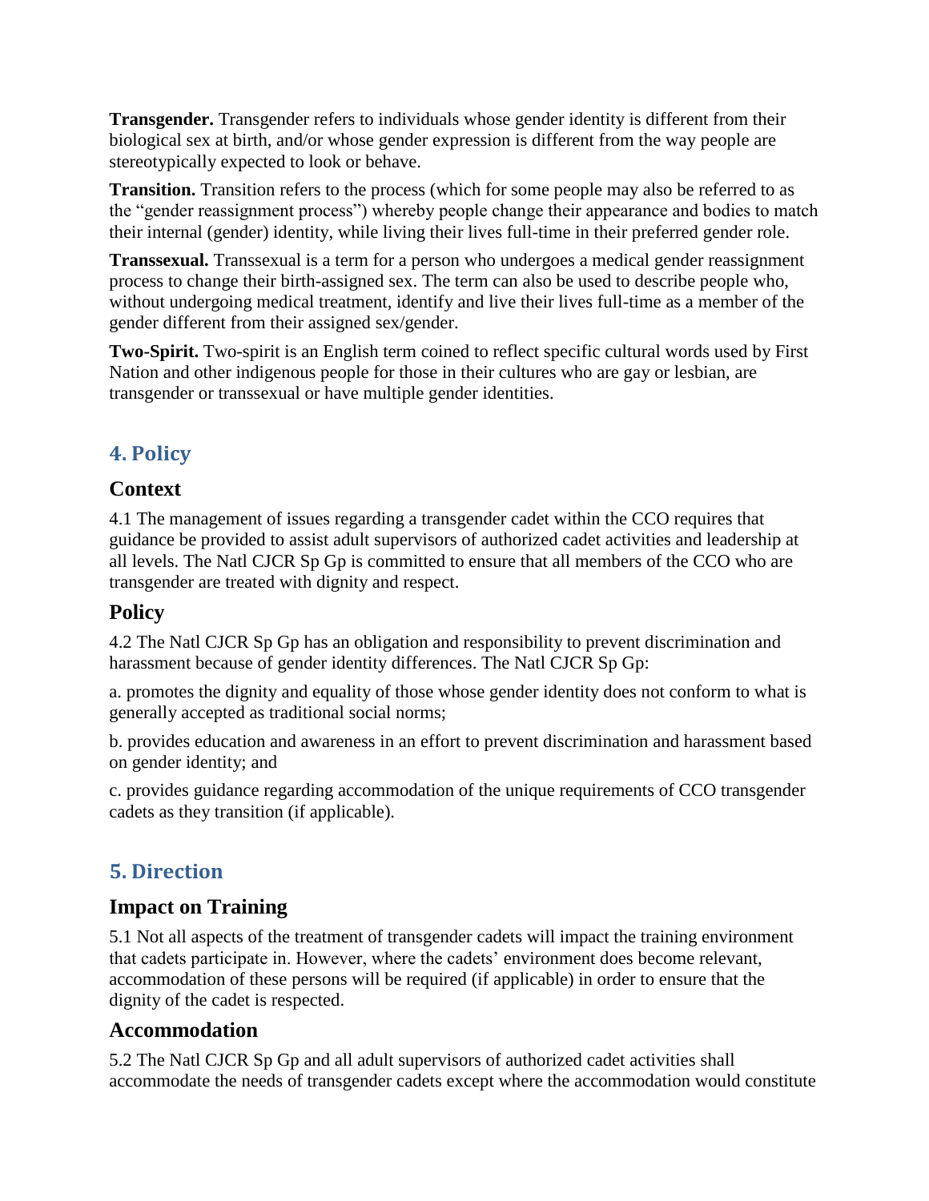**Transgender.** Transgender refers to individuals whose gender identity is different from their biological sex at birth, and/or whose gender expression is different from the way people are stereotypically expected to look or behave.

**Transition.** Transition refers to the process (which for some people may also be referred to as the "gender reassignment process") whereby people change their appearance and bodies to match their internal (gender) identity, while living their lives full-time in their preferred gender role.

**Transsexual.** Transsexual is a term for a person who undergoes a medical gender reassignment process to change their birth-assigned sex. The term can also be used to describe people who, without undergoing medical treatment, identify and live their lives full-time as a member of the gender different from their assigned sex/gender.

**Two-Spirit.** Two-spirit is an English term coined to reflect specific cultural words used by First Nation and other indigenous people for those in their cultures who are gay or lesbian, are transgender or transsexual or have multiple gender identities.

## 4. Policy

### Context

4.1 The management of issues regarding a transgender cadet within the CCO requires that guidance be provided to assist adult supervisors of authorized cadet activities and leadership at all levels. The Natl CJCR Sp Gp is committed to ensure that all members of the CCO who are transgender are treated with dignity and respect.

### Policy

4.2 The Natl CJCR Sp Gp has an obligation and responsibility to prevent discrimination and harassment because of gender identity differences. The Natl CJCR Sp Gp:

a. promotes the dignity and equality of those whose gender identity does not conform to what is generally accepted as traditional social norms;

b. provides education and awareness in an effort to prevent discrimination and harassment based on gender identity; and

c. provides guidance regarding accommodation of the unique requirements of CCO transgender cadets as they transition (if applicable).

## 5. Direction

### Impact on Training

5.1 Not all aspects of the treatment of transgender cadets will impact the training environment that cadets participate in. However, where the cadets' environment does become relevant, accommodation of these persons will be required (if applicable) in order to ensure that the dignity of the cadet is respected.

### Accommodation

5.2 The Natl CJCR Sp Gp and all adult supervisors of authorized cadet activities shall accommodate the needs of transgender cadets except where the accommodation would constitute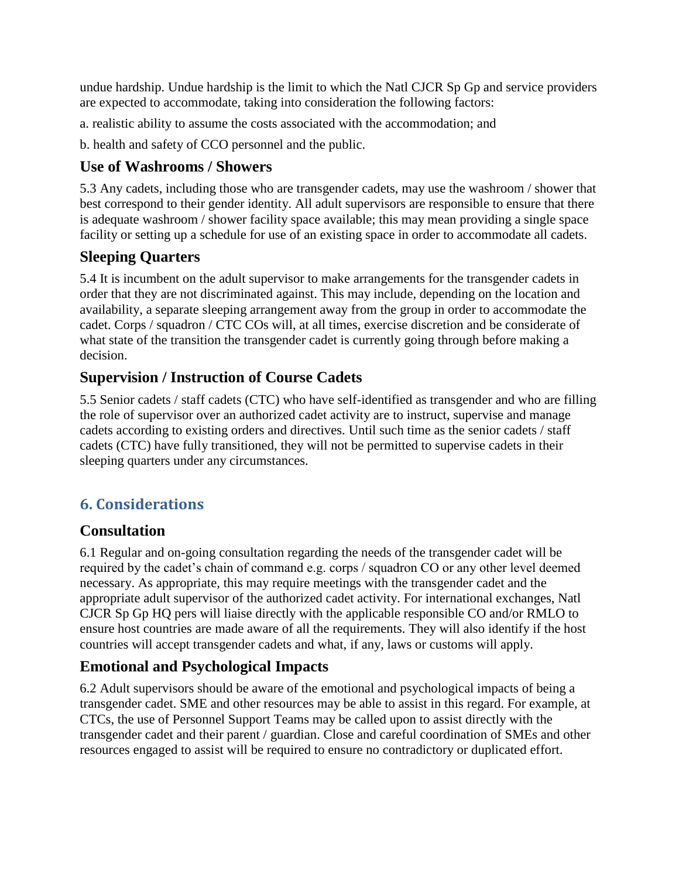undue hardship. Undue hardship is the limit to which the Natl CJCR Sp Gp and service providers are expected to accommodate, taking into consideration the following factors:

a. realistic ability to assume the costs associated with the accommodation; and

b. health and safety of CCO personnel and the public.

### Use of Washrooms / Showers

5.3 Any cadets, including those who are transgender cadets, may use the washroom / shower that best correspond to their gender identity. All adult supervisors are responsible to ensure that there is adequate washroom / shower facility space available; this may mean providing a single space facility or setting up a schedule for use of an existing space in order to accommodate all cadets.

### Sleeping Quarters

5.4 It is incumbent on the adult supervisor to make arrangements for the transgender cadets in order that they are not discriminated against. This may include, depending on the location and availability, a separate sleeping arrangement away from the group in order to accommodate the cadet. Corps / squadron / CTC COs will, at all times, exercise discretion and be considerate of what state of the transition the transgender cadet is currently going through before making a decision.

### Supervision / Instruction of Course Cadets

5.5 Senior cadets / staff cadets (CTC) who have self-identified as transgender and who are filling the role of supervisor over an authorized cadet activity are to instruct, supervise and manage cadets according to existing orders and directives. Until such time as the senior cadets / staff cadets (CTC) have fully transitioned, they will not be permitted to supervise cadets in their sleeping quarters under any circumstances.

## 6. Considerations

### Consultation

6.1 Regular and on-going consultation regarding the needs of the transgender cadet will be required by the cadet's chain of command e.g. corps / squadron CO or any other level deemed necessary. As appropriate, this may require meetings with the transgender cadet and the appropriate adult supervisor of the authorized cadet activity. For international exchanges, Natl CJCR Sp Gp HQ pers will liaise directly with the applicable responsible CO and/or RMLO to ensure host countries are made aware of all the requirements. They will also identify if the host countries will accept transgender cadets and what, if any, laws or customs will apply.

### Emotional and Psychological Impacts

6.2 Adult supervisors should be aware of the emotional and psychological impacts of being a transgender cadet. SME and other resources may be able to assist in this regard. For example, at CTCs, the use of Personnel Support Teams may be called upon to assist directly with the transgender cadet and their parent / guardian. Close and careful coordination of SMEs and other resources engaged to assist will be required to ensure no contradictory or duplicated effort.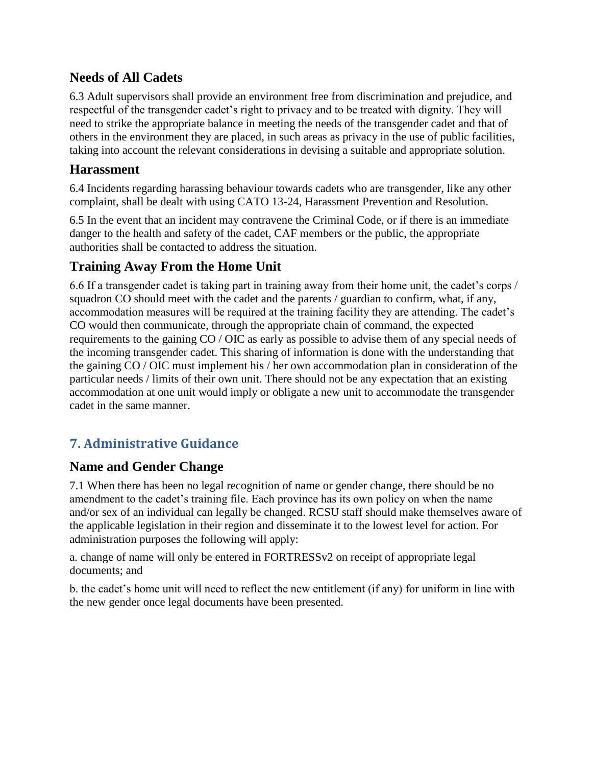### Needs of All Cadets

6.3 Adult supervisors shall provide an environment free from discrimination and prejudice, and respectful of the transgender cadet's right to privacy and to be treated with dignity. They will need to strike the appropriate balance in meeting the needs of the transgender cadet and that of others in the environment they are placed, in such areas as privacy in the use of public facilities, taking into account the relevant considerations in devising a suitable and appropriate solution.

### Harassment

6.4 Incidents regarding harassing behaviour towards cadets who are transgender, like any other complaint, shall be dealt with using CATO 13-24, Harassment Prevention and Resolution.

6.5 In the event that an incident may contravene the Criminal Code, or if there is an immediate danger to the health and safety of the cadet, CAF members or the public, the appropriate authorities shall be contacted to address the situation.

### Training Away From the Home Unit

6.6 If a transgender cadet is taking part in training away from their home unit, the cadet's corps / squadron CO should meet with the cadet and the parents / guardian to confirm, what, if any, accommodation measures will be required at the training facility they are attending. The cadet's CO would then communicate, through the appropriate chain of command, the expected requirements to the gaining CO / OIC as early as possible to advise them of any special needs of the incoming transgender cadet. This sharing of information is done with the understanding that the gaining CO / OIC must implement his / her own accommodation plan in consideration of the particular needs / limits of their own unit. There should not be any expectation that an existing accommodation at one unit would imply or obligate a new unit to accommodate the transgender cadet in the same manner.

## 7. Administrative Guidance

### Name and Gender Change

7.1 When there has been no legal recognition of name or gender change, there should be no amendment to the cadet's training file. Each province has its own policy on when the name and/or sex of an individual can legally be changed. RCSU staff should make themselves aware of the applicable legislation in their region and disseminate it to the lowest level for action. For administration purposes the following will apply:

a. change of name will only be entered in FORTRESSv2 on receipt of appropriate legal documents; and

b. the cadet's home unit will need to reflect the new entitlement (if any) for uniform in line with the new gender once legal documents have been presented.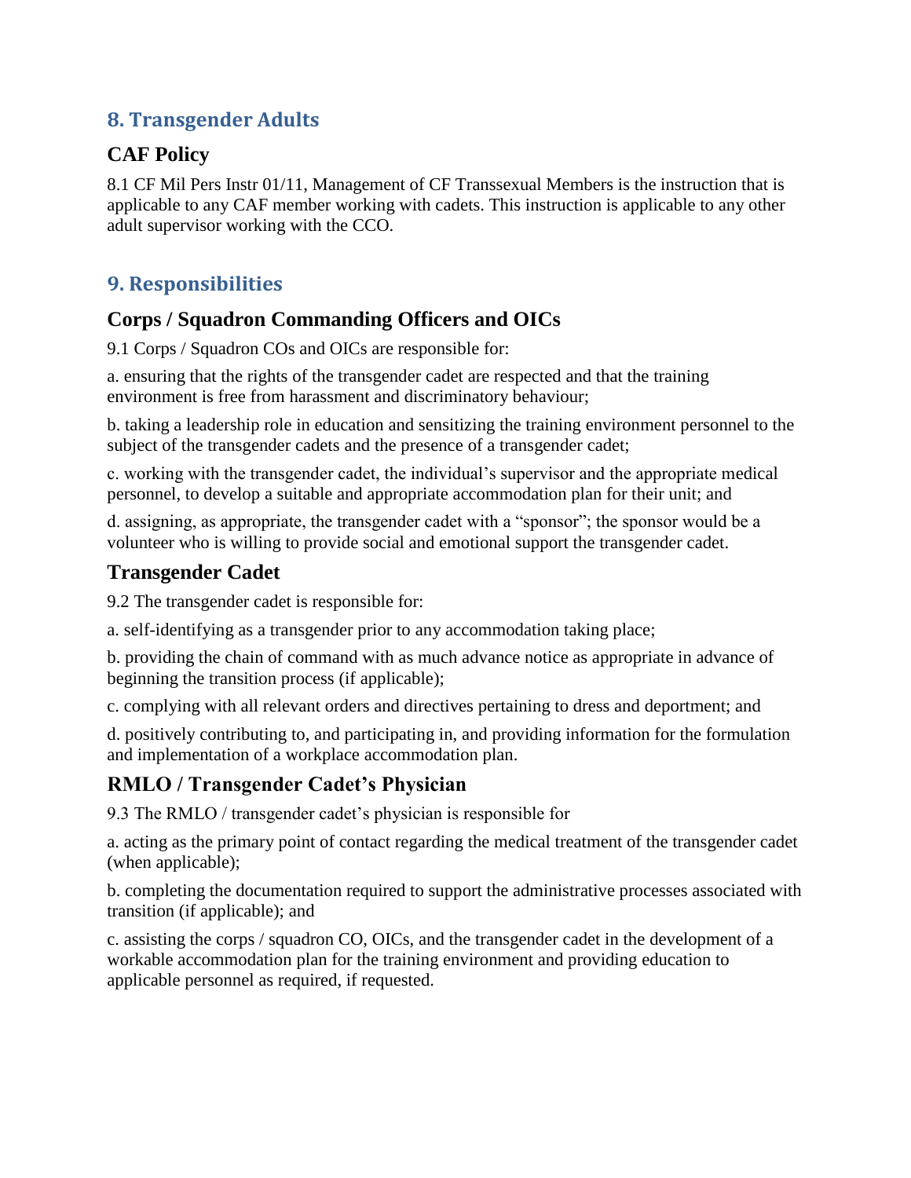## 8. Transgender Adults

### CAF Policy

8.1 CF Mil Pers Instr 01/11, Management of CF Transsexual Members is the instruction that is applicable to any CAF member working with cadets. This instruction is applicable to any other adult supervisor working with the CCO.

## 9. Responsibilities

### Corps / Squadron Commanding Officers and OICs

9.1 Corps / Squadron COs and OICs are responsible for:

a. ensuring that the rights of the transgender cadet are respected and that the training environment is free from harassment and discriminatory behaviour;

b. taking a leadership role in education and sensitizing the training environment personnel to the subject of the transgender cadets and the presence of a transgender cadet;

c. working with the transgender cadet, the individual's supervisor and the appropriate medical personnel, to develop a suitable and appropriate accommodation plan for their unit; and

d. assigning, as appropriate, the transgender cadet with a "sponsor"; the sponsor would be a volunteer who is willing to provide social and emotional support the transgender cadet.

### Transgender Cadet

9.2 The transgender cadet is responsible for:

a. self-identifying as a transgender prior to any accommodation taking place;

b. providing the chain of command with as much advance notice as appropriate in advance of beginning the transition process (if applicable);

c. complying with all relevant orders and directives pertaining to dress and deportment; and

d. positively contributing to, and participating in, and providing information for the formulation and implementation of a workplace accommodation plan.

### RMLO / Transgender Cadet's Physician

9.3 The RMLO / transgender cadet's physician is responsible for

a. acting as the primary point of contact regarding the medical treatment of the transgender cadet (when applicable);

b. completing the documentation required to support the administrative processes associated with transition (if applicable); and

c. assisting the corps / squadron CO, OICs, and the transgender cadet in the development of a workable accommodation plan for the training environment and providing education to applicable personnel as required, if requested.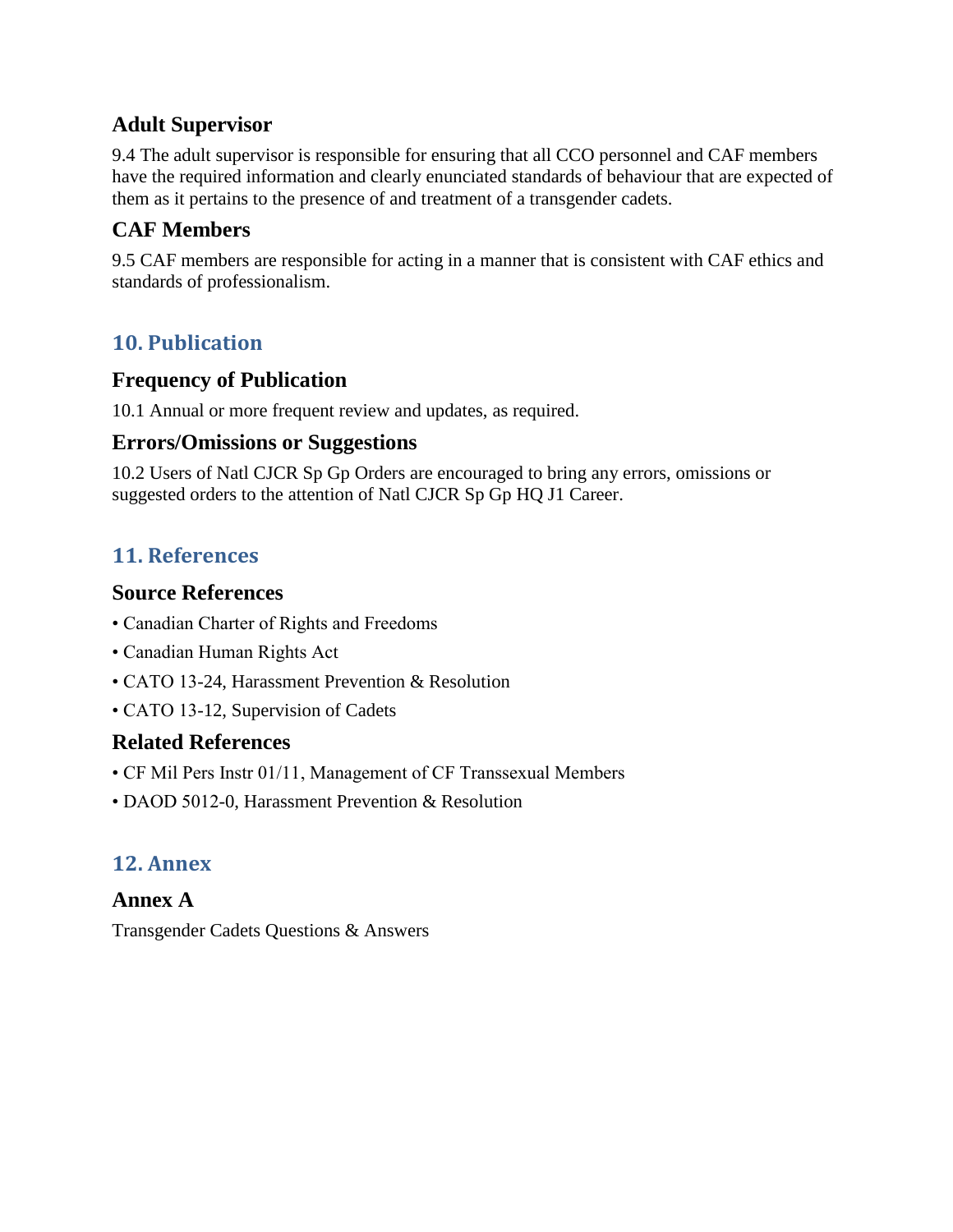### Adult Supervisor

9.4 The adult supervisor is responsible for ensuring that all CCO personnel and CAF members have the required information and clearly enunciated standards of behaviour that are expected of them as it pertains to the presence of and treatment of a transgender cadets.

### CAF Members

9.5 CAF members are responsible for acting in a manner that is consistent with CAF ethics and standards of professionalism.

## 10. Publication

### Frequency of Publication

10.1 Annual or more frequent review and updates, as required.

### Errors/Omissions or Suggestions

10.2 Users of Natl CJCR Sp Gp Orders are encouraged to bring any errors, omissions or suggested orders to the attention of Natl CJCR Sp Gp HQ J1 Career.

## 11. References

### Source References

- Canadian Charter of Rights and Freedoms
- Canadian Human Rights Act
- CATO 13-24, Harassment Prevention & Resolution
- CATO 13-12, Supervision of Cadets

### Related References

- CF Mil Pers Instr 01/11, Management of CF Transsexual Members
- DAOD 5012-0, Harassment Prevention & Resolution

## 12. Annex

### Annex A

Transgender Cadets Questions & Answers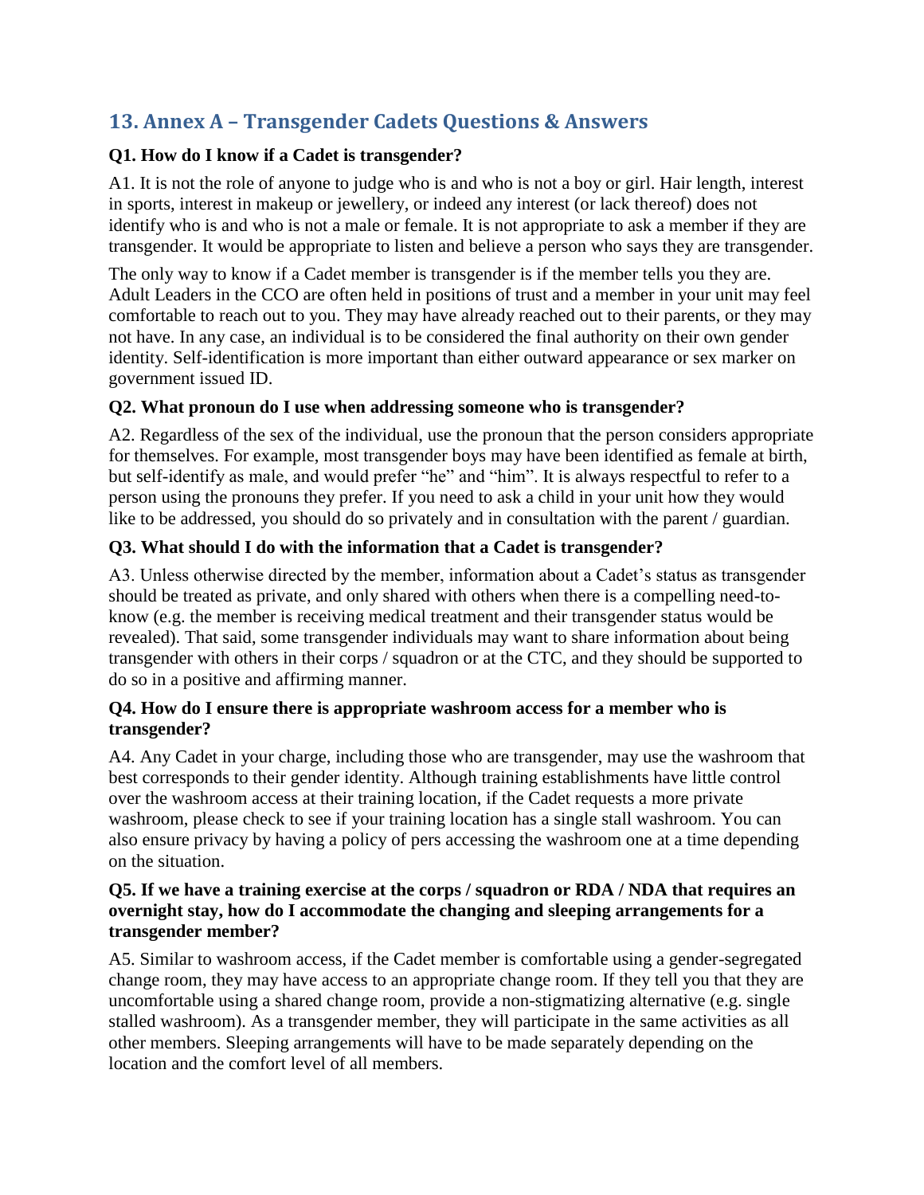## 13. Annex A – Transgender Cadets Questions & Answers

**Q1. How do I know if a Cadet is transgender?**

A1. It is not the role of anyone to judge who is and who is not a boy or girl. Hair length, interest in sports, interest in makeup or jewellery, or indeed any interest (or lack thereof) does not identify who is and who is not a male or female. It is not appropriate to ask a member if they are transgender. It would be appropriate to listen and believe a person who says they are transgender.

The only way to know if a Cadet member is transgender is if the member tells you they are. Adult Leaders in the CCO are often held in positions of trust and a member in your unit may feel comfortable to reach out to you. They may have already reached out to their parents, or they may not have. In any case, an individual is to be considered the final authority on their own gender identity. Self-identification is more important than either outward appearance or sex marker on government issued ID.

**Q2. What pronoun do I use when addressing someone who is transgender?**

A2. Regardless of the sex of the individual, use the pronoun that the person considers appropriate for themselves. For example, most transgender boys may have been identified as female at birth, but self-identify as male, and would prefer "he" and "him". It is always respectful to refer to a person using the pronouns they prefer. If you need to ask a child in your unit how they would like to be addressed, you should do so privately and in consultation with the parent / guardian.

**Q3. What should I do with the information that a Cadet is transgender?**

A3. Unless otherwise directed by the member, information about a Cadet's status as transgender should be treated as private, and only shared with others when there is a compelling need-to-know (e.g. the member is receiving medical treatment and their transgender status would be revealed). That said, some transgender individuals may want to share information about being transgender with others in their corps / squadron or at the CTC, and they should be supported to do so in a positive and affirming manner.

**Q4. How do I ensure there is appropriate washroom access for a member who is transgender?**

A4. Any Cadet in your charge, including those who are transgender, may use the washroom that best corresponds to their gender identity. Although training establishments have little control over the washroom access at their training location, if the Cadet requests a more private washroom, please check to see if your training location has a single stall washroom. You can also ensure privacy by having a policy of pers accessing the washroom one at a time depending on the situation.

**Q5. If we have a training exercise at the corps / squadron or RDA / NDA that requires an overnight stay, how do I accommodate the changing and sleeping arrangements for a transgender member?**

A5. Similar to washroom access, if the Cadet member is comfortable using a gender-segregated change room, they may have access to an appropriate change room. If they tell you that they are uncomfortable using a shared change room, provide a non-stigmatizing alternative (e.g. single stalled washroom). As a transgender member, they will participate in the same activities as all other members. Sleeping arrangements will have to be made separately depending on the location and the comfort level of all members.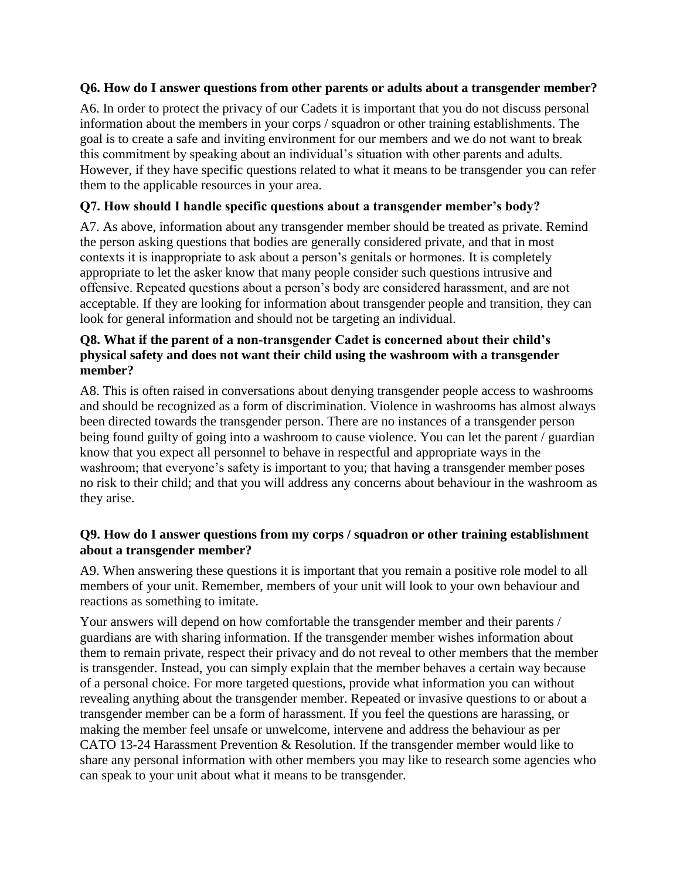**Q6. How do I answer questions from other parents or adults about a transgender member?**

A6. In order to protect the privacy of our Cadets it is important that you do not discuss personal information about the members in your corps / squadron or other training establishments. The goal is to create a safe and inviting environment for our members and we do not want to break this commitment by speaking about an individual's situation with other parents and adults. However, if they have specific questions related to what it means to be transgender you can refer them to the applicable resources in your area.

**Q7. How should I handle specific questions about a transgender member's body?**

A7. As above, information about any transgender member should be treated as private. Remind the person asking questions that bodies are generally considered private, and that in most contexts it is inappropriate to ask about a person's genitals or hormones. It is completely appropriate to let the asker know that many people consider such questions intrusive and offensive. Repeated questions about a person's body are considered harassment, and are not acceptable. If they are looking for information about transgender people and transition, they can look for general information and should not be targeting an individual.

**Q8. What if the parent of a non-transgender Cadet is concerned about their child's physical safety and does not want their child using the washroom with a transgender member?**

A8. This is often raised in conversations about denying transgender people access to washrooms and should be recognized as a form of discrimination. Violence in washrooms has almost always been directed towards the transgender person. There are no instances of a transgender person being found guilty of going into a washroom to cause violence. You can let the parent / guardian know that you expect all personnel to behave in respectful and appropriate ways in the washroom; that everyone's safety is important to you; that having a transgender member poses no risk to their child; and that you will address any concerns about behaviour in the washroom as they arise.

**Q9. How do I answer questions from my corps / squadron or other training establishment about a transgender member?**

A9. When answering these questions it is important that you remain a positive role model to all members of your unit. Remember, members of your unit will look to your own behaviour and reactions as something to imitate.

Your answers will depend on how comfortable the transgender member and their parents / guardians are with sharing information. If the transgender member wishes information about them to remain private, respect their privacy and do not reveal to other members that the member is transgender. Instead, you can simply explain that the member behaves a certain way because of a personal choice. For more targeted questions, provide what information you can without revealing anything about the transgender member. Repeated or invasive questions to or about a transgender member can be a form of harassment. If you feel the questions are harassing, or making the member feel unsafe or unwelcome, intervene and address the behaviour as per CATO 13-24 Harassment Prevention & Resolution. If the transgender member would like to share any personal information with other members you may like to research some agencies who can speak to your unit about what it means to be transgender.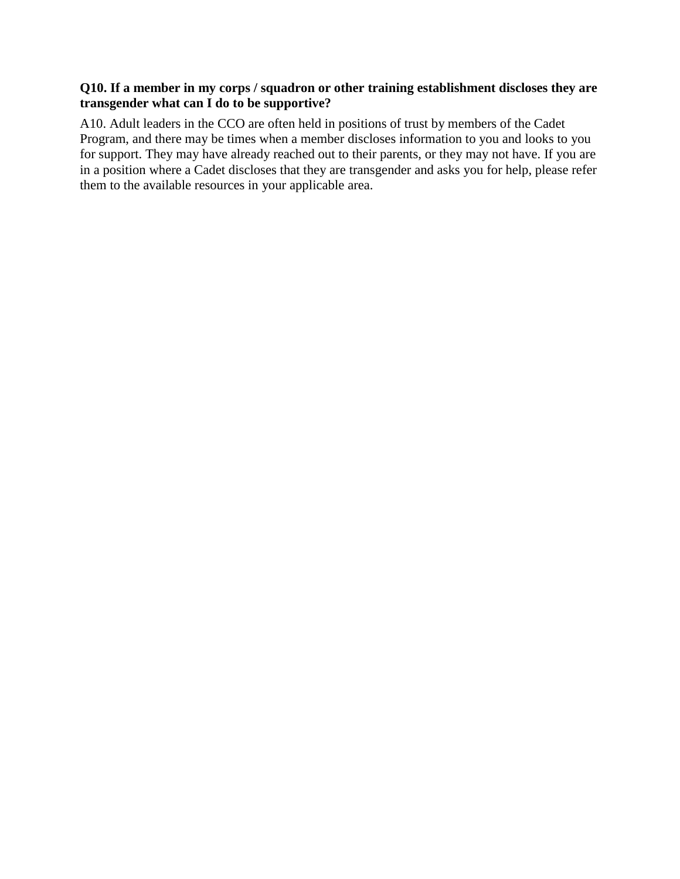**Q10. If a member in my corps / squadron or other training establishment discloses they are transgender what can I do to be supportive?**

A10. Adult leaders in the CCO are often held in positions of trust by members of the Cadet Program, and there may be times when a member discloses information to you and looks to you for support. They may have already reached out to their parents, or they may not have. If you are in a position where a Cadet discloses that they are transgender and asks you for help, please refer them to the available resources in your applicable area.